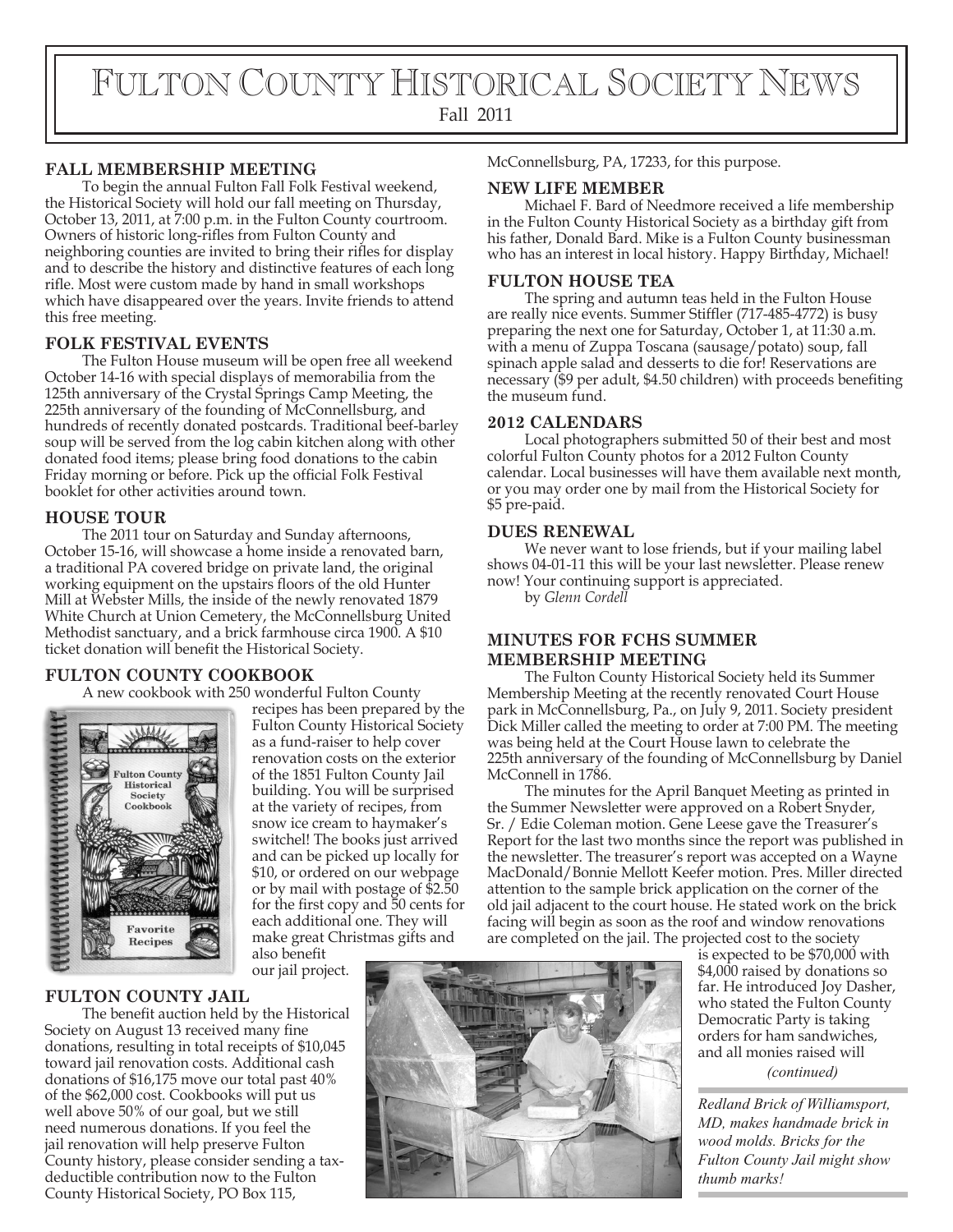# Fulton County Historical Society News

Fall 2011

## FALL MEMBERSHIP MEETING

To begin the annual Fulton Fall Folk Festival weekend, the Historical Society will hold our fall meeting on Thursday, October 13, 2011, at 7:00 p.m. in the Fulton County courtroom. Owners of historic long-rifles from Fulton County and neighboring counties are invited to bring their rifles for display and to describe the history and distinctive features of each long rifle. Most were custom made by hand in small workshops which have disappeared over the years. Invite friends to attend this free meeting.

## FOLK FESTIVAL EVENTS

The Fulton House museum will be open free all weekend October 14-16 with special displays of memorabilia from the 125th anniversary of the Crystal Springs Camp Meeting, the 225th anniversary of the founding of McConnellsburg, and hundreds of recently donated postcards. Traditional beef-barley soup will be served from the log cabin kitchen along with other donated food items; please bring food donations to the cabin Friday morning or before. Pick up the official Folk Festival booklet for other activities around town.

## HOUSE TOUR

The 2011 tour on Saturday and Sunday afternoons, October 15-16, will showcase a home inside a renovated barn, a traditional PA covered bridge on private land, the original working equipment on the upstairs floors of the old Hunter Mill at Webster Mills, the inside of the newly renovated 1879 White Church at Union Cemetery, the McConnellsburg United Methodist sanctuary, and a brick farmhouse circa 1900. A $10 ticket donation will benefit the Historical Society.

## FULTON COUNTY COOKBOOK

A new cookbook with 250 wonderful Fulton County recipes has been prepared by the Fulton County Historical Society as a fund-raiser to help cover renovation costs on the exterior of the 1851 Fulton County Jail building. You will be surprised at the variety of recipes, from snow ice cream to haymaker's switchel! The books just arrived and can be picked up locally for $10, or ordered on our webpage or by mail with postage of $2.50 for the first copy and 50 cents for each additional one. They will make great Christmas gifts and also benefit our jail project.

## FULTON COUNTY JAIL

The benefit auction held by the Historical Society on August 13 received many fine donations, resulting in total receipts of $10,045 toward jail renovation costs. Additional cash donations of $16,175 move our total past 40% of the $62,000 cost. Cookbooks will put us well above 50% of our goal, but we still need numerous donations. If you feel the jail renovation will help preserve Fulton County history, please consider sending a tax-deductible contribution now to the Fulton County Historical Society, PO Box 115, McConnellsburg, PA, 17233, for this purpose.

## NEW LIFE MEMBER

Michael F. Bard of Needmore received a life membership in the Fulton County Historical Society as a birthday gift from his father, Donald Bard. Mike is a Fulton County businessman who has an interest in local history. Happy Birthday, Michael!

## FULTON HOUSE TEA

The spring and autumn teas held in the Fulton House are really nice events. Summer Stiffler (717-485-4772) is busy preparing the next one for Saturday, October 1, at 11:30 a.m. with a menu of Zuppa Toscana (sausage/potato) soup, fall spinach apple salad and desserts to die for! Reservations are necessary ($9 per adult, $4.50 children) with proceeds benefiting the museum fund.

## 2012 CALENDARS

Local photographers submitted 50 of their best and most colorful Fulton County photos for a 2012 Fulton County calendar. Local businesses will have them available next month, or you may order one by mail from the Historical Society for $5 pre-paid.

## DUES RENEWAL

We never want to lose friends, but if your mailing label shows 04-01-11 this will be your last newsletter. Please renew now! Your continuing support is appreciated.

by *Glenn Cordell*

## MINUTES FOR FCHS SUMMER MEMBERSHIP MEETING

The Fulton County Historical Society held its Summer Membership Meeting at the recently renovated Court House park in McConnellsburg, Pa., on July 9, 2011. Society president Dick Miller called the meeting to order at 7:00 PM. The meeting was being held at the Court House lawn to celebrate the 225th anniversary of the founding of McConnellsburg by Daniel McConnell in 1786.

The minutes for the April Banquet Meeting as printed in the Summer Newsletter were approved on a Robert Snyder, Sr. / Edie Coleman motion. Gene Leese gave the Treasurer's Report for the last two months since the report was published in the newsletter. The treasurer's report was accepted on a Wayne MacDonald/Bonnie Mellott Keefer motion. Pres. Miller directed attention to the sample brick application on the corner of the old jail adjacent to the court house. He stated work on the brick facing will begin as soon as the roof and window renovations are completed on the jail. The projected cost to the society is expected to be $70,000 with $4,000 raised by donations so far. He introduced Joy Dasher, who stated the Fulton County Democratic Party is taking orders for ham sandwiches, and all monies raised will

*(continued)*

*Redland Brick of Williamsport, MD, makes handmade brick in wood molds. Bricks for the Fulton County Jail might show thumb marks!*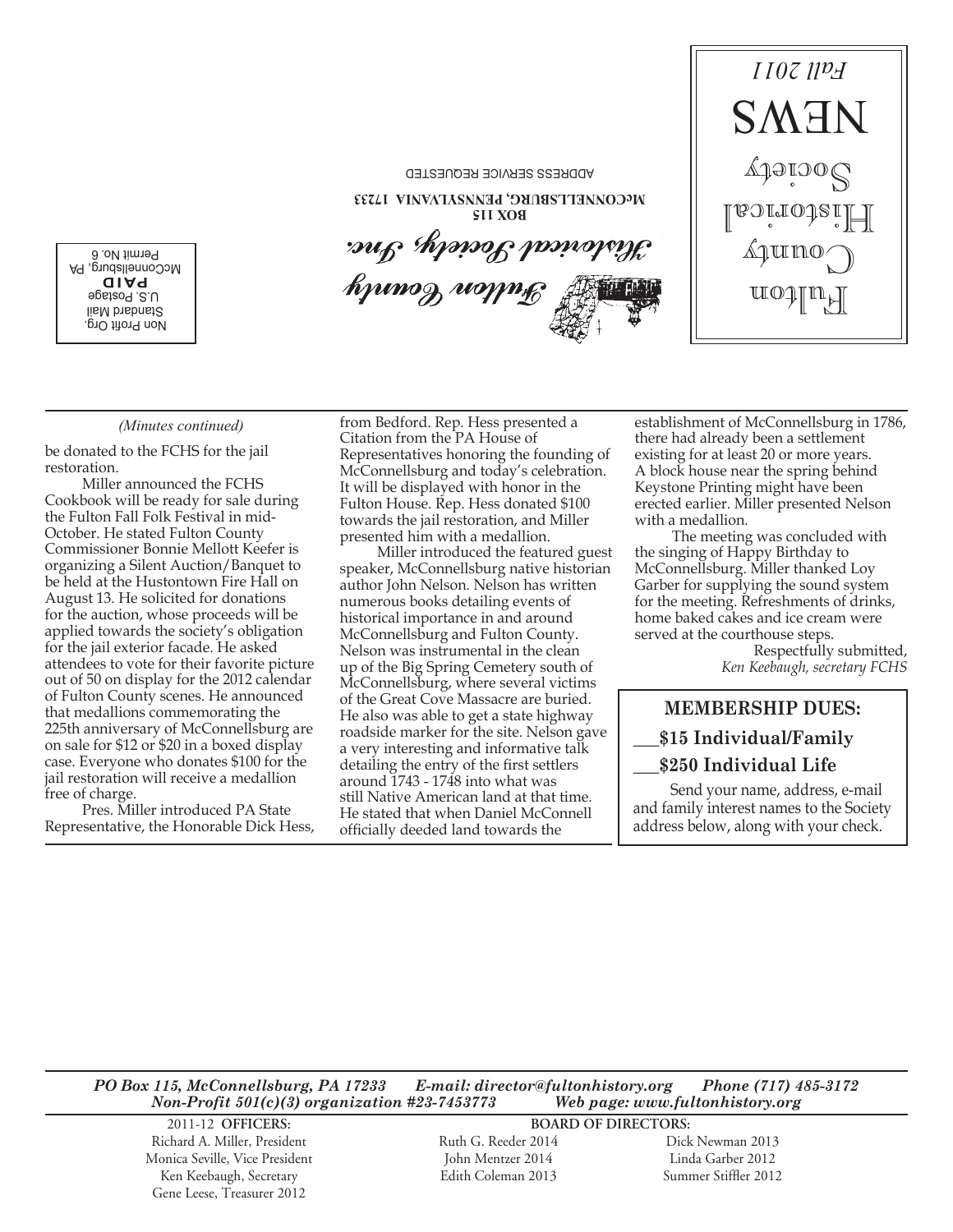Fulton County Historical Society

# NEWS

*Fall 2011*

**Fulton County Historical Society, Inc.**
**BOX 115**
**McCONNELLSBURG, PENNSYLVANIA 17233**
ADDRESS SERVICE REQUESTED

Non Profit Org.
Standard Mail
U.S. Postage
**PAID**
McConnellsburg, PA
Permit No. 6

*(Minutes continued)*

be donated to the FCHS for the jail restoration.

Miller announced the FCHS Cookbook will be ready for sale during the Fulton Fall Folk Festival in mid-October. He stated Fulton County Commissioner Bonnie Mellott Keefer is organizing a Silent Auction/Banquet to be held at the Hustontown Fire Hall on August 13. He solicited for donations for the auction, whose proceeds will be applied towards the society's obligation for the jail exterior facade. He asked attendees to vote for their favorite picture out of 50 on display for the 2012 calendar of Fulton County scenes. He announced that medallions commemorating the 225th anniversary of McConnellsburg are on sale for $12 or $20 in a boxed display case. Everyone who donates $100 for the jail restoration will receive a medallion free of charge.

Pres. Miller introduced PA State Representative, the Honorable Dick Hess, from Bedford. Rep. Hess presented a Citation from the PA House of Representatives honoring the founding of McConnellsburg and today's celebration. It will be displayed with honor in the Fulton House. Rep. Hess donated $100 towards the jail restoration, and Miller presented him with a medallion.

Miller introduced the featured guest speaker, McConnellsburg native historian author John Nelson. Nelson has written numerous books detailing events of historical importance in and around McConnellsburg and Fulton County. Nelson was instrumental in the clean up of the Big Spring Cemetery south of McConnellsburg, where several victims of the Great Cove Massacre are buried. He also was able to get a state highway roadside marker for the site. Nelson gave a very interesting and informative talk detailing the entry of the first settlers around 1743 - 1748 into what was still Native American land at that time. He stated that when Daniel McConnell officially deeded land towards the establishment of McConnellsburg in 1786, there had already been a settlement existing for at least 20 or more years. A block house near the spring behind Keystone Printing might have been erected earlier. Miller presented Nelson with a medallion.

The meeting was concluded with the singing of Happy Birthday to McConnellsburg. Miller thanked Loy Garber for supplying the sound system for the meeting. Refreshments of drinks, home baked cakes and ice cream were served at the courthouse steps.

Respectfully submitted,
*Ken Keebaugh, secretary FCHS*

## MEMBERSHIP DUES:

**___$15 Individual/Family**

**___$250 Individual Life**

Send your name, address, e-mail and family interest names to the Society address below, along with your check.

***PO Box 115, McConnellsburg, PA 17233 E-mail: director@fultonhistory.org Phone (717) 485-3172***
***Non-Profit 501(c)(3) organization #23-7453773 Web page: www.fultonhistory.org***

2011-12 **OFFICERS:**
Richard A. Miller, President
Monica Seville, Vice President
Ken Keebaugh, Secretary
Gene Leese, Treasurer 2012

**BOARD OF DIRECTORS:**
Ruth G. Reeder 2014
John Mentzer 2014
Edith Coleman 2013
Dick Newman 2013
Linda Garber 2012
Summer Stiffler 2012